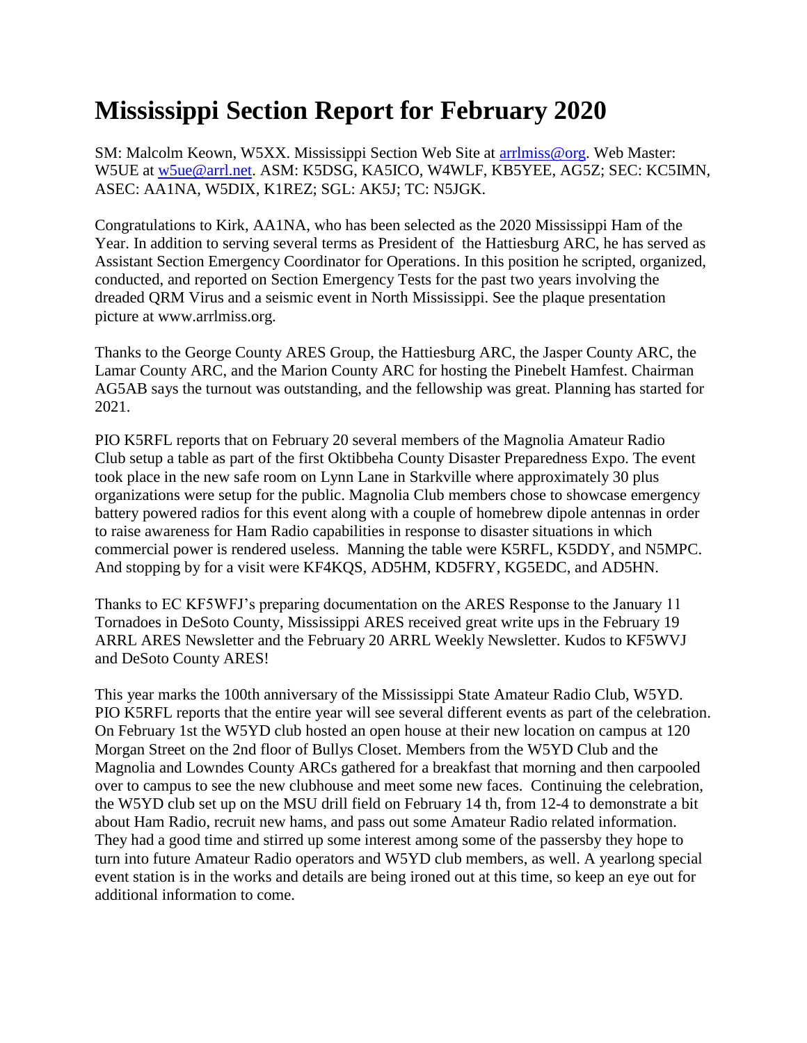# Mississippi Section Report for February 2020

SM: Malcolm Keown, W5XX. Mississippi Section Web Site at arrlmiss@org. Web Master: W5UE at w5ue@arrl.net. ASM: K5DSG, KA5ICO, W4WLF, KB5YEE, AG5Z; SEC: KC5IMN, ASEC: AA1NA, W5DIX, K1REZ; SGL: AK5J; TC: N5JGK.

Congratulations to Kirk, AA1NA, who has been selected as the 2020 Mississippi Ham of the Year. In addition to serving several terms as President of the Hattiesburg ARC, he has served as Assistant Section Emergency Coordinator for Operations. In this position he scripted, organized, conducted, and reported on Section Emergency Tests for the past two years involving the dreaded QRM Virus and a seismic event in North Mississippi. See the plaque presentation picture at www.arrlmiss.org.

Thanks to the George County ARES Group, the Hattiesburg ARC, the Jasper County ARC, the Lamar County ARC, and the Marion County ARC for hosting the Pinebelt Hamfest. Chairman AG5AB says the turnout was outstanding, and the fellowship was great. Planning has started for 2021.

PIO K5RFL reports that on February 20 several members of the Magnolia Amateur Radio Club setup a table as part of the first Oktibbeha County Disaster Preparedness Expo. The event took place in the new safe room on Lynn Lane in Starkville where approximately 30 plus organizations were setup for the public. Magnolia Club members chose to showcase emergency battery powered radios for this event along with a couple of homebrew dipole antennas in order to raise awareness for Ham Radio capabilities in response to disaster situations in which commercial power is rendered useless. Manning the table were K5RFL, K5DDY, and N5MPC. And stopping by for a visit were KF4KQS, AD5HM, KD5FRY, KG5EDC, and AD5HN.

Thanks to EC KF5WFJ's preparing documentation on the ARES Response to the January 11 Tornadoes in DeSoto County, Mississippi ARES received great write ups in the February 19 ARRL ARES Newsletter and the February 20 ARRL Weekly Newsletter. Kudos to KF5WVJ and DeSoto County ARES!

This year marks the 100th anniversary of the Mississippi State Amateur Radio Club, W5YD. PIO K5RFL reports that the entire year will see several different events as part of the celebration. On February 1st the W5YD club hosted an open house at their new location on campus at 120 Morgan Street on the 2nd floor of Bullys Closet. Members from the W5YD Club and the Magnolia and Lowndes County ARCs gathered for a breakfast that morning and then carpooled over to campus to see the new clubhouse and meet some new faces. Continuing the celebration, the W5YD club set up on the MSU drill field on February 14 th, from 12-4 to demonstrate a bit about Ham Radio, recruit new hams, and pass out some Amateur Radio related information. They had a good time and stirred up some interest among some of the passersby they hope to turn into future Amateur Radio operators and W5YD club members, as well. A yearlong special event station is in the works and details are being ironed out at this time, so keep an eye out for additional information to come.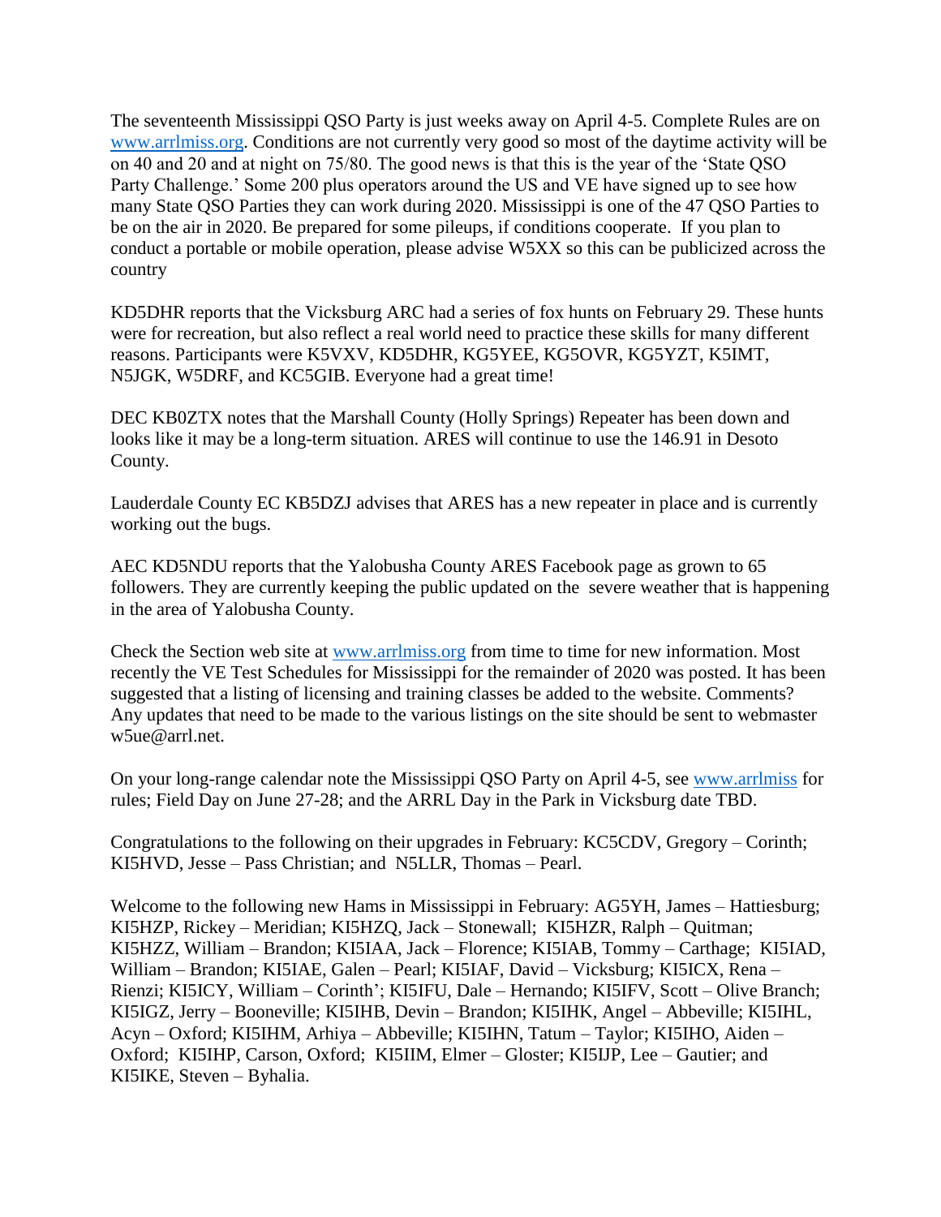The seventeenth Mississippi QSO Party is just weeks away on April 4-5. Complete Rules are on [www.arrlmiss.org](http://www.arrlmiss.org). Conditions are not currently very good so most of the daytime activity will be on 40 and 20 and at night on 75/80. The good news is that this is the year of the 'State QSO Party Challenge.' Some 200 plus operators around the US and VE have signed up to see how many State QSO Parties they can work during 2020. Mississippi is one of the 47 QSO Parties to be on the air in 2020. Be prepared for some pileups, if conditions cooperate. If you plan to conduct a portable or mobile operation, please advise W5XX so this can be publicized across the country

KD5DHR reports that the Vicksburg ARC had a series of fox hunts on February 29. These hunts were for recreation, but also reflect a real world need to practice these skills for many different reasons. Participants were K5VXV, KD5DHR, KG5YEE, KG5OVR, KG5YZT, K5IMT, N5JGK, W5DRF, and KC5GIB. Everyone had a great time!

DEC KB0ZTX notes that the Marshall County (Holly Springs) Repeater has been down and looks like it may be a long-term situation. ARES will continue to use the 146.91 in Desoto County.

Lauderdale County EC KB5DZJ advises that ARES has a new repeater in place and is currently working out the bugs.

AEC KD5NDU reports that the Yalobusha County ARES Facebook page as grown to 65 followers. They are currently keeping the public updated on the severe weather that is happening in the area of Yalobusha County.

Check the Section web site at [www.arrlmiss.org](http://www.arrlmiss.org) from time to time for new information. Most recently the VE Test Schedules for Mississippi for the remainder of 2020 was posted. It has been suggested that a listing of licensing and training classes be added to the website. Comments? Any updates that need to be made to the various listings on the site should be sent to webmaster w5ue@arrl.net.

On your long-range calendar note the Mississippi QSO Party on April 4-5, see [www.arrlmiss](http://www.arrlmiss) for rules; Field Day on June 27-28; and the ARRL Day in the Park in Vicksburg date TBD.

Congratulations to the following on their upgrades in February: KC5CDV, Gregory – Corinth; KI5HVD, Jesse – Pass Christian; and N5LLR, Thomas – Pearl.

Welcome to the following new Hams in Mississippi in February: AG5YH, James – Hattiesburg; KI5HZP, Rickey – Meridian; KI5HZQ, Jack – Stonewall; KI5HZR, Ralph – Quitman; KI5HZZ, William – Brandon; KI5IAA, Jack – Florence; KI5IAB, Tommy – Carthage; KI5IAD, William – Brandon; KI5IAE, Galen – Pearl; KI5IAF, David – Vicksburg; KI5ICX, Rena – Rienzi; KI5ICY, William – Corinth'; KI5IFU, Dale – Hernando; KI5IFV, Scott – Olive Branch; KI5IGZ, Jerry – Booneville; KI5IHB, Devin – Brandon; KI5IHK, Angel – Abbeville; KI5IHL, Acyn – Oxford; KI5IHM, Arhiya – Abbeville; KI5IHN, Tatum – Taylor; KI5IHO, Aiden – Oxford; KI5IHP, Carson, Oxford; KI5IIM, Elmer – Gloster; KI5IJP, Lee – Gautier; and KI5IKE, Steven – Byhalia.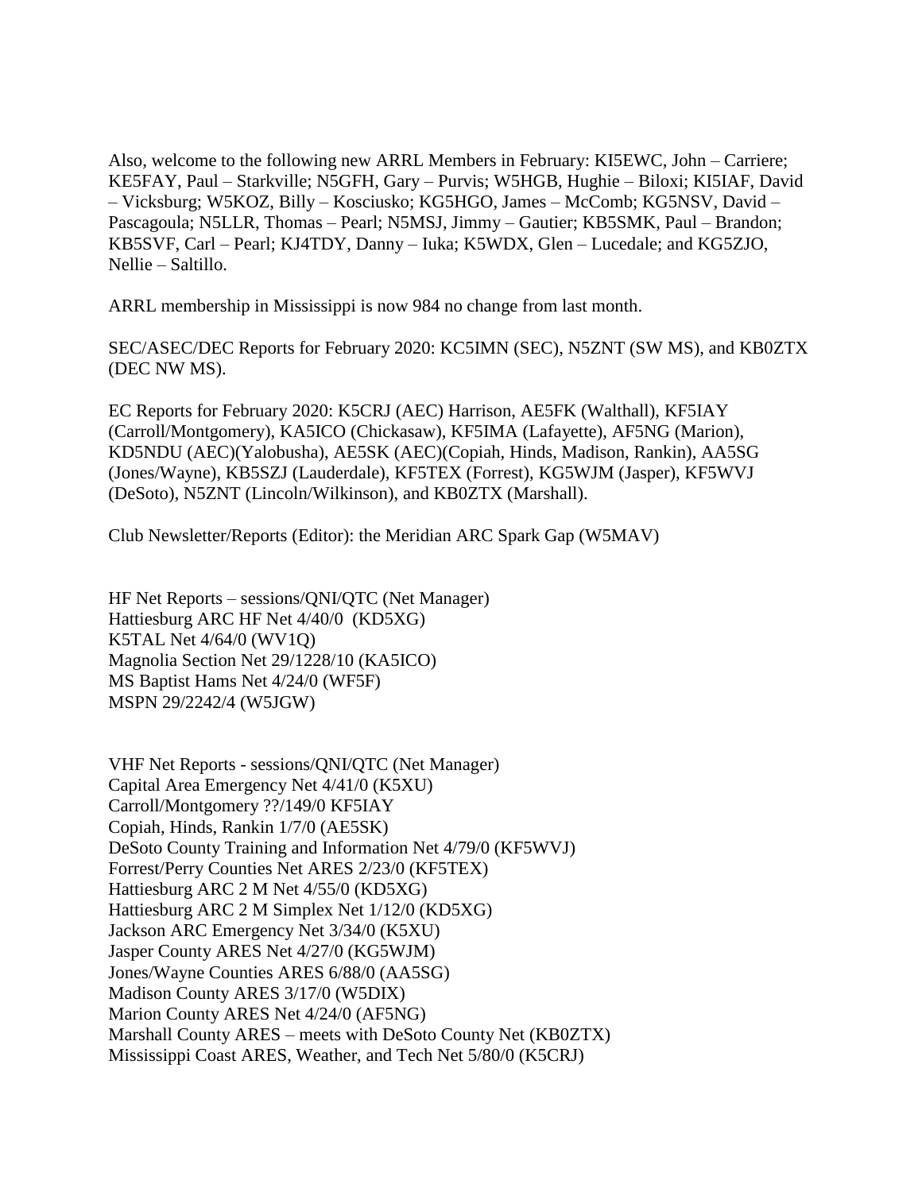Also, welcome to the following new ARRL Members in February: KI5EWC, John – Carriere; KE5FAY, Paul – Starkville; N5GFH, Gary – Purvis; W5HGB, Hughie – Biloxi; KI5IAF, David – Vicksburg; W5KOZ, Billy – Kosciusko; KG5HGO, James – McComb; KG5NSV, David – Pascagoula; N5LLR, Thomas – Pearl; N5MSJ, Jimmy – Gautier; KB5SMK, Paul – Brandon; KB5SVF, Carl – Pearl; KJ4TDY, Danny – Iuka; K5WDX, Glen – Lucedale; and KG5ZJO, Nellie – Saltillo.

ARRL membership in Mississippi is now 984 no change from last month.

SEC/ASEC/DEC Reports for February 2020: KC5IMN (SEC), N5ZNT (SW MS), and KB0ZTX (DEC NW MS).

EC Reports for February 2020: K5CRJ (AEC) Harrison, AE5FK (Walthall), KF5IAY (Carroll/Montgomery), KA5ICO (Chickasaw), KF5IMA (Lafayette), AF5NG (Marion), KD5NDU (AEC)(Yalobusha), AE5SK (AEC)(Copiah, Hinds, Madison, Rankin), AA5SG (Jones/Wayne), KB5SZJ (Lauderdale), KF5TEX (Forrest), KG5WJM (Jasper), KF5WVJ (DeSoto), N5ZNT (Lincoln/Wilkinson), and KB0ZTX (Marshall).

Club Newsletter/Reports (Editor): the Meridian ARC Spark Gap (W5MAV)

HF Net Reports – sessions/QNI/QTC (Net Manager)
Hattiesburg ARC HF Net 4/40/0 (KD5XG)
K5TAL Net 4/64/0 (WV1Q)
Magnolia Section Net 29/1228/10 (KA5ICO)
MS Baptist Hams Net 4/24/0 (WF5F)
MSPN 29/2242/4 (W5JGW)

VHF Net Reports - sessions/QNI/QTC (Net Manager)
Capital Area Emergency Net 4/41/0 (K5XU)
Carroll/Montgomery ??/149/0 KF5IAY
Copiah, Hinds, Rankin 1/7/0 (AE5SK)
DeSoto County Training and Information Net 4/79/0 (KF5WVJ)
Forrest/Perry Counties Net ARES 2/23/0 (KF5TEX)
Hattiesburg ARC 2 M Net 4/55/0 (KD5XG)
Hattiesburg ARC 2 M Simplex Net 1/12/0 (KD5XG)
Jackson ARC Emergency Net 3/34/0 (K5XU)
Jasper County ARES Net 4/27/0 (KG5WJM)
Jones/Wayne Counties ARES 6/88/0 (AA5SG)
Madison County ARES 3/17/0 (W5DIX)
Marion County ARES Net 4/24/0 (AF5NG)
Marshall County ARES – meets with DeSoto County Net (KB0ZTX)
Mississippi Coast ARES, Weather, and Tech Net 5/80/0 (K5CRJ)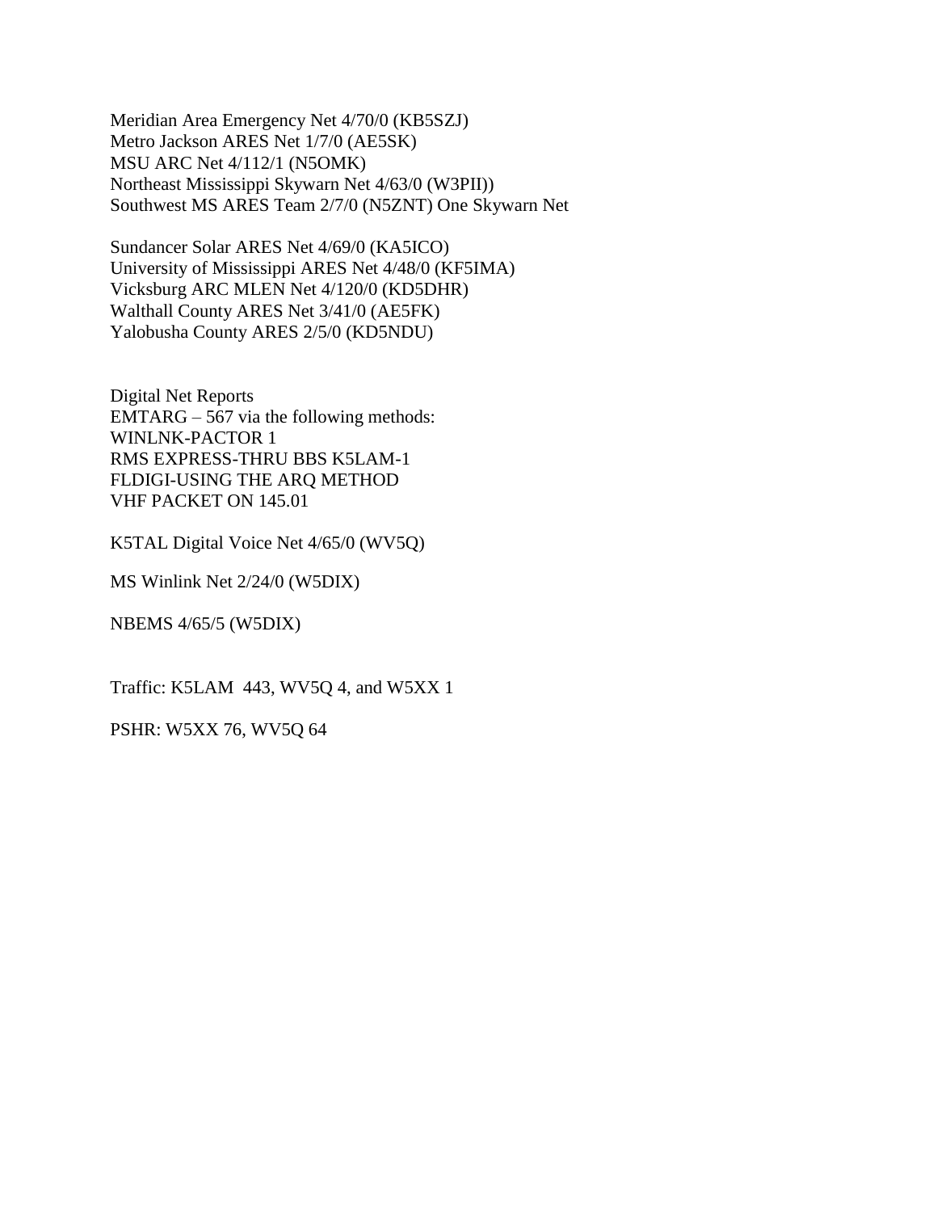Meridian Area Emergency Net 4/70/0 (KB5SZJ)
Metro Jackson ARES Net 1/7/0 (AE5SK)
MSU ARC Net 4/112/1 (N5OMK)
Northeast Mississippi Skywarn Net 4/63/0 (W3PII))
Southwest MS ARES Team 2/7/0 (N5ZNT) One Skywarn Net

Sundancer Solar ARES Net 4/69/0 (KA5ICO)
University of Mississippi ARES Net 4/48/0 (KF5IMA)
Vicksburg ARC MLEN Net 4/120/0 (KD5DHR)
Walthall County ARES Net 3/41/0 (AE5FK)
Yalobusha County ARES 2/5/0 (KD5NDU)

Digital Net Reports
EMTARG – 567 via the following methods:
WINLNK-PACTOR 1
RMS EXPRESS-THRU BBS K5LAM-1
FLDIGI-USING THE ARQ METHOD
VHF PACKET ON 145.01

K5TAL Digital Voice Net 4/65/0 (WV5Q)

MS Winlink Net 2/24/0 (W5DIX)

NBEMS 4/65/5 (W5DIX)

Traffic: K5LAM 443, WV5Q 4, and W5XX 1

PSHR: W5XX 76, WV5Q 64